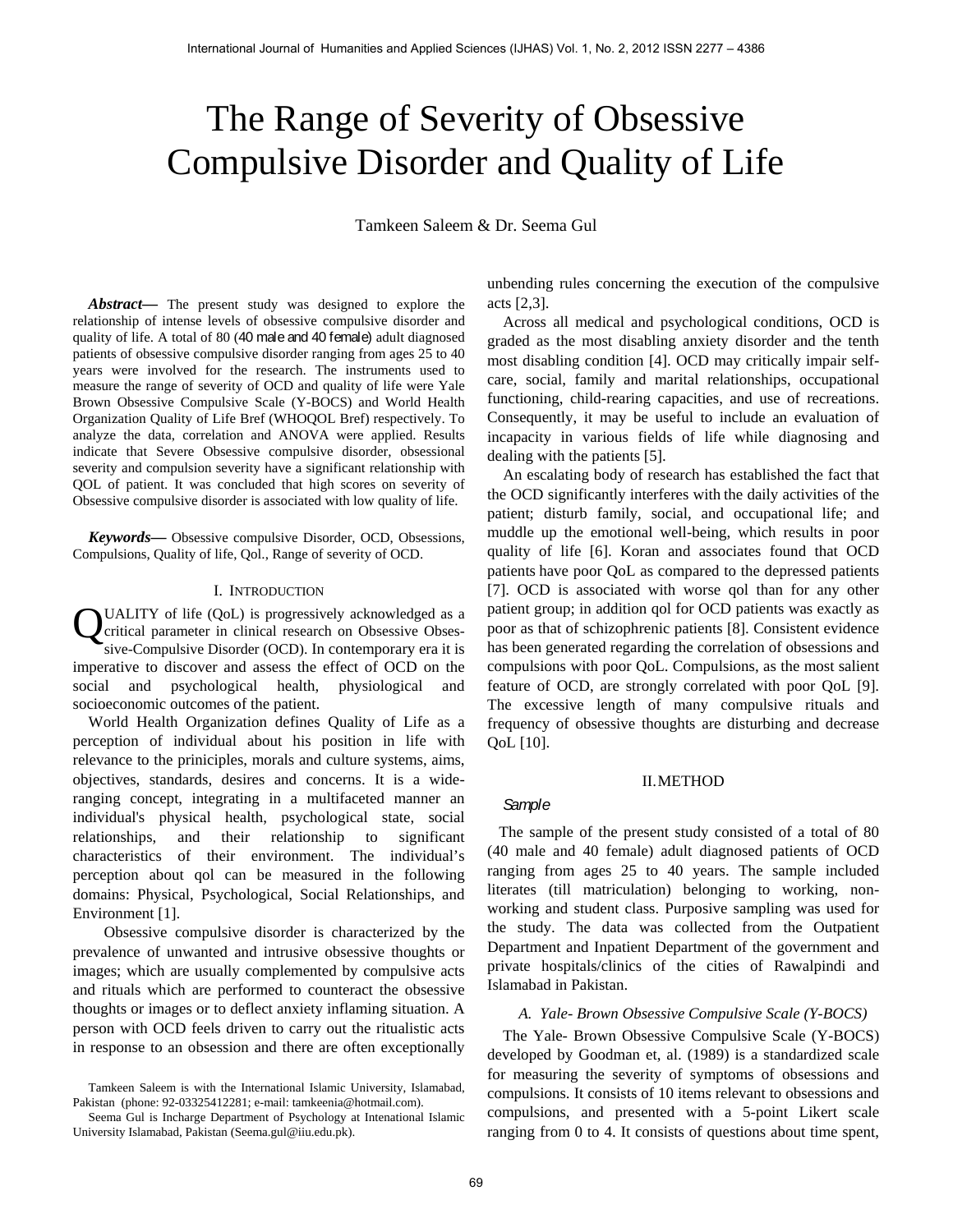# The Range of Severity of Obsessive Compulsive Disorder and Quality of Life

Tamkeen Saleem & Dr. Seema Gul

***Abstract*—** The present study was designed to explore the relationship of intense levels of obsessive compulsive disorder and quality of life. A total of 80 (40 male and 40 female) adult diagnosed patients of obsessive compulsive disorder ranging from ages 25 to 40 years were involved for the research. The instruments used to measure the range of severity of OCD and quality of life were Yale Brown Obsessive Compulsive Scale (Y-BOCS) and World Health Organization Quality of Life Bref (WHOQOL Bref) respectively. To analyze the data, correlation and ANOVA were applied. Results indicate that Severe Obsessive compulsive disorder, obsessional severity and compulsion severity have a significant relationship with QOL of patient. It was concluded that high scores on severity of Obsessive compulsive disorder is associated with low quality of life.

***Keywords*—** Obsessive compulsive Disorder, OCD, Obsessions, Compulsions, Quality of life, Qol., Range of severity of OCD.

## I. Introduction

QUALITY of life (QoL) is progressively acknowledged as a critical parameter in clinical research on Obsessive Obsessive-Compulsive Disorder (OCD). In contemporary era it is imperative to discover and assess the effect of OCD on the social and psychological health, physiological and socioeconomic outcomes of the patient.

World Health Organization defines Quality of Life as a perception of individual about his position in life with relevance to the priniciples, morals and culture systems, aims, objectives, standards, desires and concerns. It is a wide-ranging concept, integrating in a multifaceted manner an individual's physical health, psychological state, social relationships, and their relationship to significant characteristics of their environment. The individual's perception about qol can be measured in the following domains: Physical, Psychological, Social Relationships, and Environment [1].

Obsessive compulsive disorder is characterized by the prevalence of unwanted and intrusive obsessive thoughts or images; which are usually complemented by compulsive acts and rituals which are performed to counteract the obsessive thoughts or images or to deflect anxiety inflaming situation. A person with OCD feels driven to carry out the ritualistic acts in response to an obsession and there are often exceptionally unbending rules concerning the execution of the compulsive acts [2,3].

Across all medical and psychological conditions, OCD is graded as the most disabling anxiety disorder and the tenth most disabling condition [4]. OCD may critically impair self-care, social, family and marital relationships, occupational functioning, child-rearing capacities, and use of recreations. Consequently, it may be useful to include an evaluation of incapacity in various fields of life while diagnosing and dealing with the patients [5].

An escalating body of research has established the fact that the OCD significantly interferes with the daily activities of the patient; disturb family, social, and occupational life; and muddle up the emotional well-being, which results in poor quality of life [6]. Koran and associates found that OCD patients have poor QoL as compared to the depressed patients [7]. OCD is associated with worse qol than for any other patient group; in addition qol for OCD patients was exactly as poor as that of schizophrenic patients [8]. Consistent evidence has been generated regarding the correlation of obsessions and compulsions with poor QoL. Compulsions, as the most salient feature of OCD, are strongly correlated with poor QoL [9]. The excessive length of many compulsive rituals and frequency of obsessive thoughts are disturbing and decrease QoL [10].

## II. Method

*Sample*

The sample of the present study consisted of a total of 80 (40 male and 40 female) adult diagnosed patients of OCD ranging from ages 25 to 40 years. The sample included literates (till matriculation) belonging to working, non-working and student class. Purposive sampling was used for the study. The data was collected from the Outpatient Department and Inpatient Department of the government and private hospitals/clinics of the cities of Rawalpindi and Islamabad in Pakistan.

### *A. Yale- Brown Obsessive Compulsive Scale (Y-BOCS)*

The Yale- Brown Obsessive Compulsive Scale (Y-BOCS) developed by Goodman et, al. (1989) is a standardized scale for measuring the severity of symptoms of obsessions and compulsions. It consists of 10 items relevant to obsessions and compulsions, and presented with a 5-point Likert scale ranging from 0 to 4. It consists of questions about time spent,

Tamkeen Saleem is with the International Islamic University, Islamabad, Pakistan (phone: 92-03325412281; e-mail: tamkeenia@hotmail.com).

Seema Gul is Incharge Department of Psychology at Intenational Islamic University Islamabad, Pakistan (Seema.gul@iiu.edu.pk).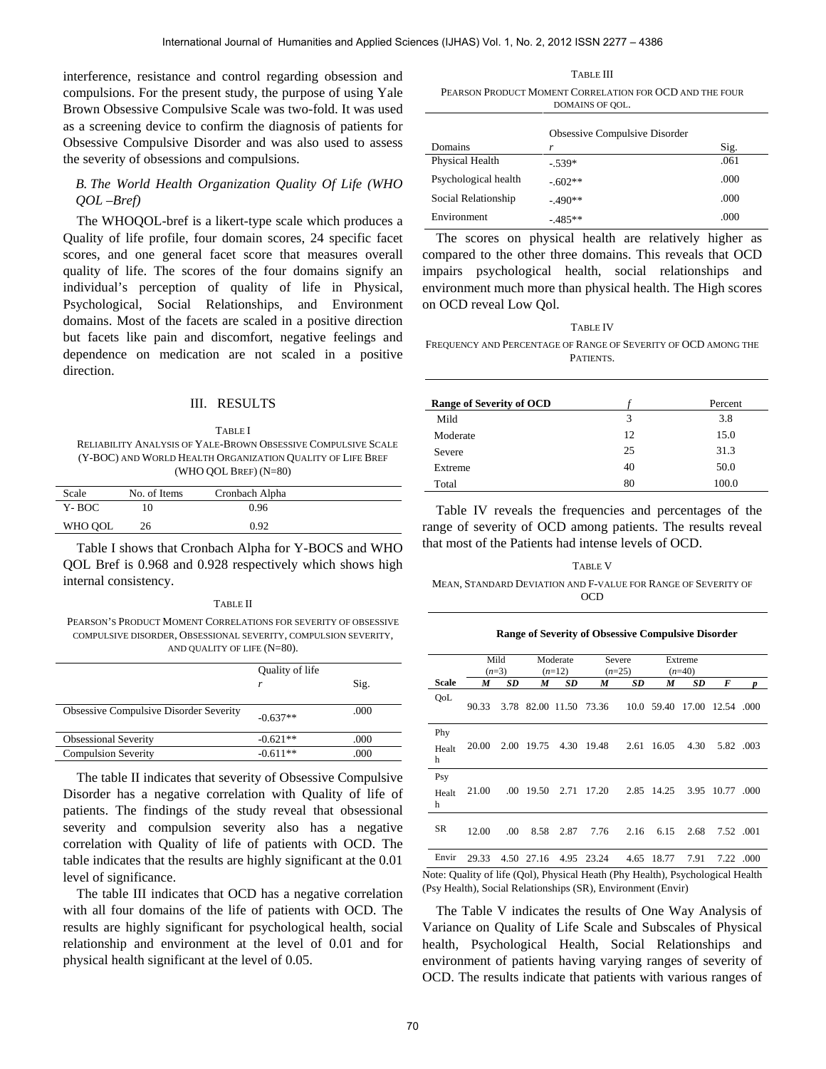interference, resistance and control regarding obsession and compulsions. For the present study, the purpose of using Yale Brown Obsessive Compulsive Scale was two-fold. It was used as a screening device to confirm the diagnosis of patients for Obsessive Compulsive Disorder and was also used to assess the severity of obsessions and compulsions.

### *B. The World Health Organization Quality Of Life (WHO QOL –Bref)*

The WHOQOL-bref is a likert-type scale which produces a Quality of life profile, four domain scores, 24 specific facet scores, and one general facet score that measures overall quality of life. The scores of the four domains signify an individual's perception of quality of life in Physical, Psychological, Social Relationships, and Environment domains. Most of the facets are scaled in a positive direction but facets like pain and discomfort, negative feelings and dependence on medication are not scaled in a positive direction.

## III. RESULTS

TABLE I
RELIABILITY ANALYSIS OF YALE-BROWN OBSESSIVE COMPULSIVE SCALE (Y-BOC) AND WORLD HEALTH ORGANIZATION QUALITY OF LIFE BREF (WHO QOL BREF) (N=80)

| Scale | No. of Items | Cronbach Alpha |
|---|---|---|
| Y- BOC | 10 | 0.96 |
| WHO QOL | 26 | 0.92 |

Table I shows that Cronbach Alpha for Y-BOCS and WHO QOL Bref is 0.968 and 0.928 respectively which shows high internal consistency.

TABLE II
PEARSON'S PRODUCT MOMENT CORRELATIONS FOR SEVERITY OF OBSESSIVE COMPULSIVE DISORDER, OBSESSIONAL SEVERITY, COMPULSION SEVERITY, AND QUALITY OF LIFE (N=80).

| | Quality of life | |
|---|---|---|
| | *r* | Sig. |
| Obsessive Compulsive Disorder Severity | -0.637** | .000 |
| Obsessional Severity | -0.621** | .000 |
| Compulsion Severity | -0.611** | .000 |

The table II indicates that severity of Obsessive Compulsive Disorder has a negative correlation with Quality of life of patients. The findings of the study reveal that obsessional severity and compulsion severity also has a negative correlation with Quality of life of patients with OCD. The table indicates that the results are highly significant at the 0.01 level of significance.

The table III indicates that OCD has a negative correlation with all four domains of the life of patients with OCD. The results are highly significant for psychological health, social relationship and environment at the level of 0.01 and for physical health significant at the level of 0.05.

TABLE III
PEARSON PRODUCT MOMENT CORRELATION FOR OCD AND THE FOUR DOMAINS OF QOL.

| | Obsessive Compulsive Disorder | |
|---|---|---|
| Domains | *r* | Sig. |
| Physical Health | -.539* | .061 |
| Psychological health | -.602** | .000 |
| Social Relationship | -.490** | .000 |
| Environment | -.485** | .000 |

The scores on physical health are relatively higher as compared to the other three domains. This reveals that OCD impairs psychological health, social relationships and environment much more than physical health. The High scores on OCD reveal Low Qol.

TABLE IV
FREQUENCY AND PERCENTAGE OF RANGE OF SEVERITY OF OCD AMONG THE PATIENTS.

| **Range of Severity of OCD** | *f* | Percent |
|---|---|---|
| Mild | 3 | 3.8 |
| Moderate | 12 | 15.0 |
| Severe | 25 | 31.3 |
| Extreme | 40 | 50.0 |
| Total | 80 | 100.0 |

Table IV reveals the frequencies and percentages of the range of severity of OCD among patients. The results reveal that most of the Patients had intense levels of OCD.

TABLE V
MEAN, STANDARD DEVIATION AND F-VALUE FOR RANGE OF SEVERITY OF OCD

| | **Range of Severity of Obsessive Compulsive Disorder** | | | | | | | | | |
|---|---|---|---|---|---|---|---|---|---|---|
| | Mild (*n*=3) | | Moderate (*n*=12) | | Severe (*n*=25) | | Extreme (*n*=40) | | | |
| **Scale** | ***M*** | ***SD*** | ***M*** | ***SD*** | ***M*** | ***SD*** | ***M*** | ***SD*** | ***F*** | ***p*** |
| QoL | 90.33 | 3.78 | 82.00 | 11.50 | 73.36 | 10.0 | 59.40 | 17.00 | 12.54 | .000 |
| Phy Health | 20.00 | 2.00 | 19.75 | 4.30 | 19.48 | 2.61 | 16.05 | 4.30 | 5.82 | .003 |
| Psy Health | 21.00 | .00 | 19.50 | 2.71 | 17.20 | 2.85 | 14.25 | 3.95 | 10.77 | .000 |
| SR | 12.00 | .00 | 8.58 | 2.87 | 7.76 | 2.16 | 6.15 | 2.68 | 7.52 | .001 |
| Envir | 29.33 | 4.50 | 27.16 | 4.95 | 23.24 | 4.65 | 18.77 | 7.91 | 7.22 | .000 |

Note: Quality of life (Qol), Physical Heath (Phy Health), Psychological Health (Psy Health), Social Relationships (SR), Environment (Envir)

The Table V indicates the results of One Way Analysis of Variance on Quality of Life Scale and Subscales of Physical health, Psychological Health, Social Relationships and environment of patients having varying ranges of severity of OCD. The results indicate that patients with various ranges of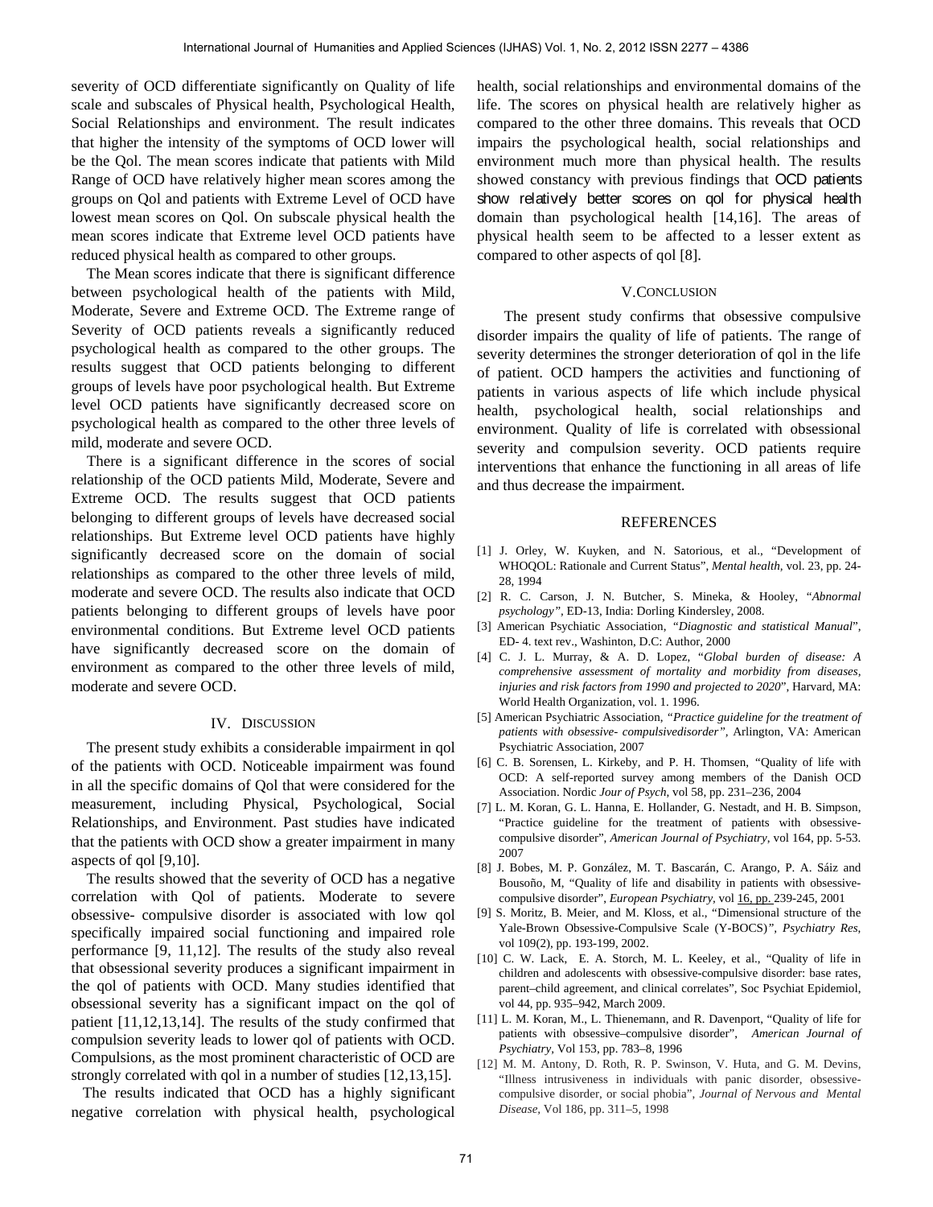severity of OCD differentiate significantly on Quality of life scale and subscales of Physical health, Psychological Health, Social Relationships and environment. The result indicates that higher the intensity of the symptoms of OCD lower will be the Qol. The mean scores indicate that patients with Mild Range of OCD have relatively higher mean scores among the groups on Qol and patients with Extreme Level of OCD have lowest mean scores on Qol. On subscale physical health the mean scores indicate that Extreme level OCD patients have reduced physical health as compared to other groups.

The Mean scores indicate that there is significant difference between psychological health of the patients with Mild, Moderate, Severe and Extreme OCD. The Extreme range of Severity of OCD patients reveals a significantly reduced psychological health as compared to the other groups. The results suggest that OCD patients belonging to different groups of levels have poor psychological health. But Extreme level OCD patients have significantly decreased score on psychological health as compared to the other three levels of mild, moderate and severe OCD.

There is a significant difference in the scores of social relationship of the OCD patients Mild, Moderate, Severe and Extreme OCD. The results suggest that OCD patients belonging to different groups of levels have decreased social relationships. But Extreme level OCD patients have highly significantly decreased score on the domain of social relationships as compared to the other three levels of mild, moderate and severe OCD. The results also indicate that OCD patients belonging to different groups of levels have poor environmental conditions. But Extreme level OCD patients have significantly decreased score on the domain of environment as compared to the other three levels of mild, moderate and severe OCD.

## IV. Discussion

The present study exhibits a considerable impairment in qol of the patients with OCD. Noticeable impairment was found in all the specific domains of Qol that were considered for the measurement, including Physical, Psychological, Social Relationships, and Environment. Past studies have indicated that the patients with OCD show a greater impairment in many aspects of qol [9,10].

The results showed that the severity of OCD has a negative correlation with Qol of patients. Moderate to severe obsessive- compulsive disorder is associated with low qol specifically impaired social functioning and impaired role performance [9, 11,12]. The results of the study also reveal that obsessional severity produces a significant impairment in the qol of patients with OCD. Many studies identified that obsessional severity has a significant impact on the qol of patient [11,12,13,14]. The results of the study confirmed that compulsion severity leads to lower qol of patients with OCD. Compulsions, as the most prominent characteristic of OCD are strongly correlated with qol in a number of studies [12,13,15].

The results indicated that OCD has a highly significant negative correlation with physical health, psychological health, social relationships and environmental domains of the life. The scores on physical health are relatively higher as compared to the other three domains. This reveals that OCD impairs the psychological health, social relationships and environment much more than physical health. The results showed constancy with previous findings that OCD patients show relatively better scores on qol for physical health domain than psychological health [14,16]. The areas of physical health seem to be affected to a lesser extent as compared to other aspects of qol [8].

## V. Conclusion

The present study confirms that obsessive compulsive disorder impairs the quality of life of patients. The range of severity determines the stronger deterioration of qol in the life of patient. OCD hampers the activities and functioning of patients in various aspects of life which include physical health, psychological health, social relationships and environment. Quality of life is correlated with obsessional severity and compulsion severity. OCD patients require interventions that enhance the functioning in all areas of life and thus decrease the impairment.

## References

[1] J. Orley, W. Kuyken, and N. Satorious, et al., "Development of WHOQOL: Rationale and Current Status", *Mental health*, vol. 23, pp. 24-28, 1994

[2] R. C. Carson, J. N. Butcher, S. Mineka, & Hooley, "*Abnormal psychology"*, ED-13, India: Dorling Kindersley, 2008.

[3] American Psychiatic Association, *"Diagnostic and statistical Manual"*, ED- 4. text rev., Washinton, D.C: Author, 2000

[4] C. J. L. Murray, & A. D. Lopez, "*Global burden of disease: A comprehensive assessment of mortality and morbidity from diseases, injuries and risk factors from 1990 and projected to 2020*", Harvard, MA: World Health Organization, vol. 1. 1996.

[5] American Psychiatric Association, *"Practice guideline for the treatment of patients with obsessive- compulsivedisorder",* Arlington, VA: American Psychiatric Association, 2007

[6] C. B. Sorensen, L. Kirkeby, and P. H. Thomsen, "Quality of life with OCD: A self-reported survey among members of the Danish OCD Association. Nordic *Jour of Psych*, vol 58, pp. 231–236, 2004

[7] L. M. Koran, G. L. Hanna, E. Hollander, G. Nestadt, and H. B. Simpson, "Practice guideline for the treatment of patients with obsessive-compulsive disorder", *American Journal of Psychiatry*, vol 164, pp. 5-53. 2007

[8] J. Bobes, M. P. González, M. T. Bascarán, C. Arango, P. A. Sáiz and Bousoño, M, "Quality of life and disability in patients with obsessive-compulsive disorder", *European Psychiatry*, vol 16, pp. 239-245, 2001

[9] S. Moritz, B. Meier, and M. Kloss, et al., "Dimensional structure of the Yale-Brown Obsessive-Compulsive Scale (Y-BOCS)*"*, *Psychiatry Res*, vol 109(2), pp. 193-199, 2002.

[10] C. W. Lack, E. A. Storch, M. L. Keeley, et al., "Quality of life in children and adolescents with obsessive-compulsive disorder: base rates, parent–child agreement, and clinical correlates", Soc Psychiat Epidemiol, vol 44, pp. 935–942, March 2009.

[11] L. M. Koran, M., L. Thienemann, and R. Davenport, "Quality of life for patients with obsessive–compulsive disorder", *American Journal of Psychiatry*, Vol 153, pp. 783–8, 1996

[12] M. M. Antony, D. Roth, R. P. Swinson, V. Huta, and G. M. Devins, "Illness intrusiveness in individuals with panic disorder, obsessive-compulsive disorder, or social phobia", *Journal of Nervous and Mental Disease*, Vol 186, pp. 311–5, 1998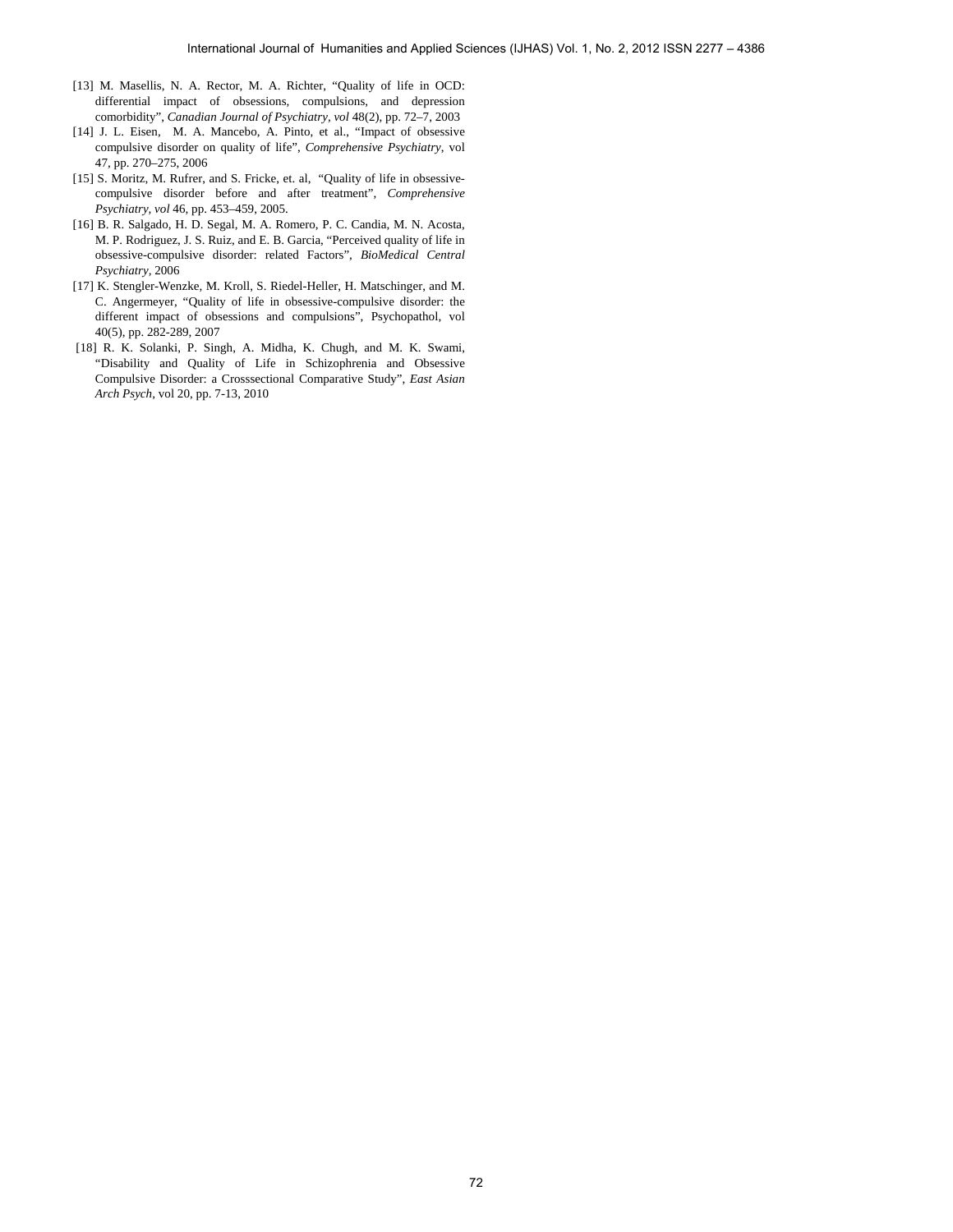[13] M. Masellis, N. A. Rector, M. A. Richter, "Quality of life in OCD: differential impact of obsessions, compulsions, and depression comorbidity", *Canadian Journal of Psychiatry, vol* 48(2), pp. 72–7, 2003

[14] J. L. Eisen, M. A. Mancebo, A. Pinto, et al., "Impact of obsessive compulsive disorder on quality of life", *Comprehensive Psychiatry*, vol 47, pp. 270–275, 2006

[15] S. Moritz, M. Rufrer, and S. Fricke, et. al, "Quality of life in obsessive-compulsive disorder before and after treatment", *Comprehensive Psychiatry, vol* 46, pp. 453–459, 2005.

[16] B. R. Salgado, H. D. Segal, M. A. Romero, P. C. Candia, M. N. Acosta, M. P. Rodriguez, J. S. Ruiz, and E. B. Garcia, "Perceived quality of life in obsessive-compulsive disorder: related Factors", *BioMedical Central Psychiatry,* 2006

[17] K. Stengler-Wenzke, M. Kroll, S. Riedel-Heller, H. Matschinger, and M. C. Angermeyer, "Quality of life in obsessive-compulsive disorder: the different impact of obsessions and compulsions", Psychopathol, vol 40(5), pp. 282-289, 2007

[18] R. K. Solanki, P. Singh, A. Midha, K. Chugh, and M. K. Swami, "Disability and Quality of Life in Schizophrenia and Obsessive Compulsive Disorder: a Crosssectional Comparative Study", *East Asian Arch Psych*, vol 20, pp. 7-13, 2010